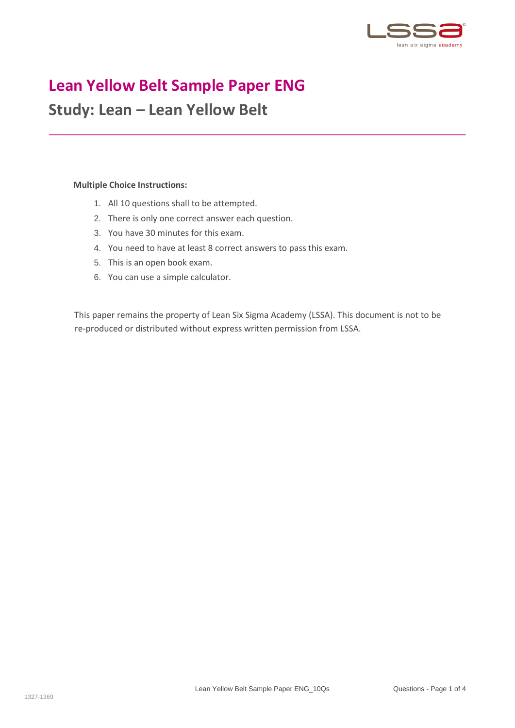# Lean Yellow Belt Sample Paper ENG

## Study: Lean – Lean Yellow Belt

**Multiple Choice Instructions:**

1. All 10 questions shall to be attempted.
2. There is only one correct answer each question.
3. You have 30 minutes for this exam.
4. You need to have at least 8 correct answers to pass this exam.
5. This is an open book exam.
6. You can use a simple calculator.

This paper remains the property of Lean Six Sigma Academy (LSSA). This document is not to be re-produced or distributed without express written permission from LSSA.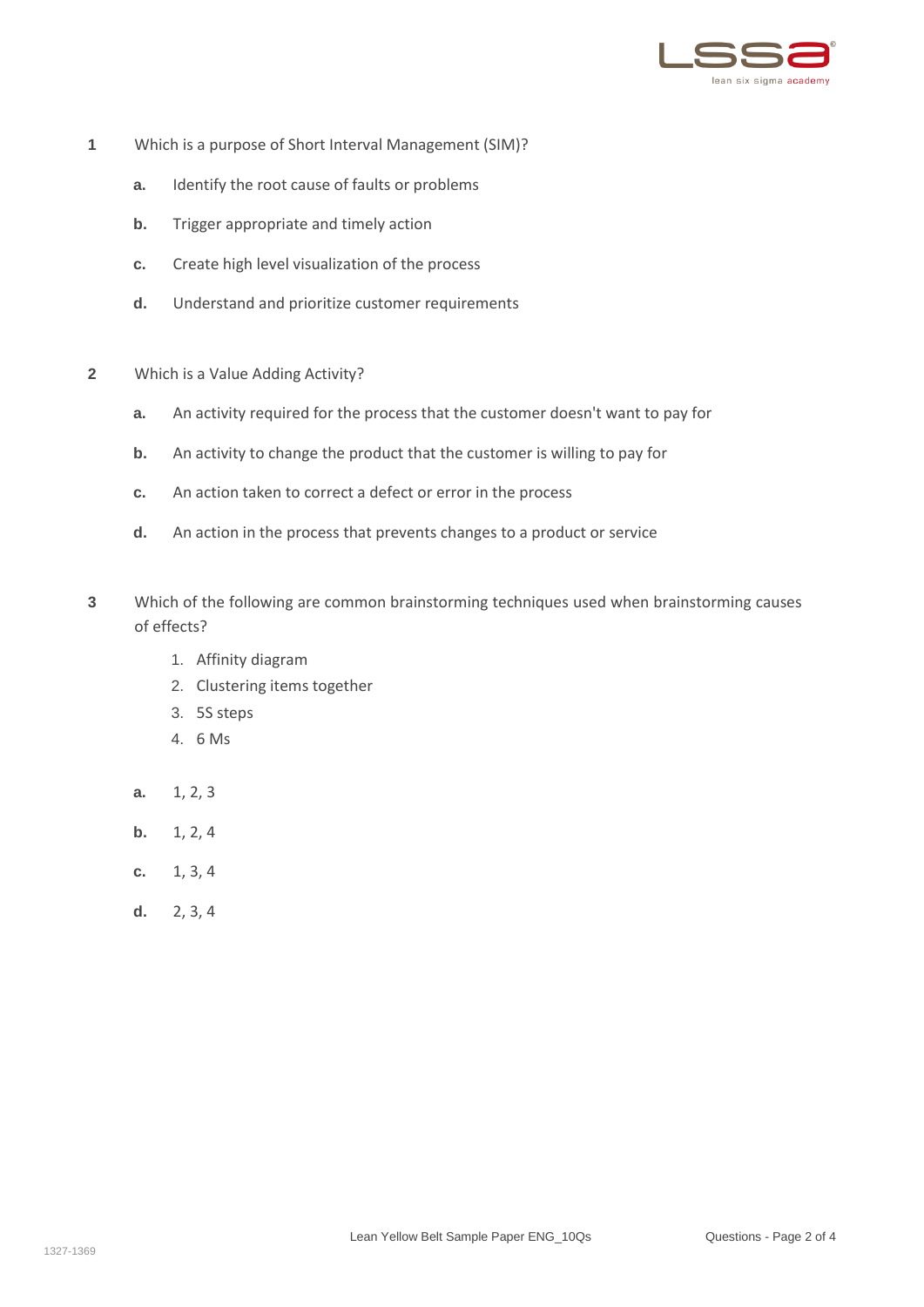**1** Which is a purpose of Short Interval Management (SIM)?

**a.** Identify the root cause of faults or problems

**b.** Trigger appropriate and timely action

**c.** Create high level visualization of the process

**d.** Understand and prioritize customer requirements

**2** Which is a Value Adding Activity?

**a.** An activity required for the process that the customer doesn't want to pay for

**b.** An activity to change the product that the customer is willing to pay for

**c.** An action taken to correct a defect or error in the process

**d.** An action in the process that prevents changes to a product or service

**3** Which of the following are common brainstorming techniques used when brainstorming causes of effects?

1. Affinity diagram
2. Clustering items together
3. 5S steps
4. 6 Ms

**a.** 1, 2, 3

**b.** 1, 2, 4

**c.** 1, 3, 4

**d.** 2, 3, 4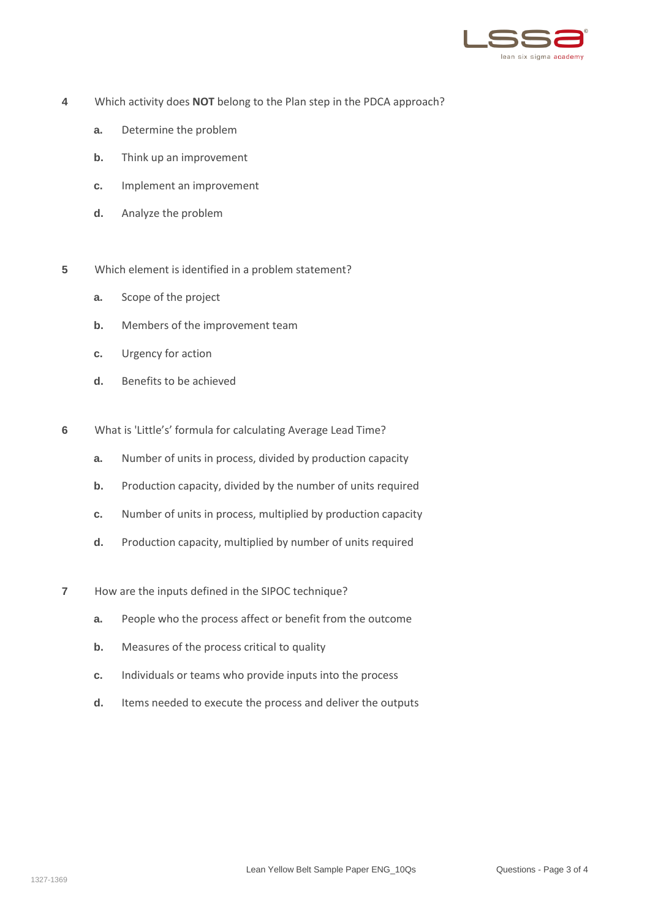**4** Which activity does **NOT** belong to the Plan step in the PDCA approach?

- **a.** Determine the problem
- **b.** Think up an improvement
- **c.** Implement an improvement
- **d.** Analyze the problem

**5** Which element is identified in a problem statement?

- **a.** Scope of the project
- **b.** Members of the improvement team
- **c.** Urgency for action
- **d.** Benefits to be achieved

**6** What is 'Little's' formula for calculating Average Lead Time?

- **a.** Number of units in process, divided by production capacity
- **b.** Production capacity, divided by the number of units required
- **c.** Number of units in process, multiplied by production capacity
- **d.** Production capacity, multiplied by number of units required

**7** How are the inputs defined in the SIPOC technique?

- **a.** People who the process affect or benefit from the outcome
- **b.** Measures of the process critical to quality
- **c.** Individuals or teams who provide inputs into the process
- **d.** Items needed to execute the process and deliver the outputs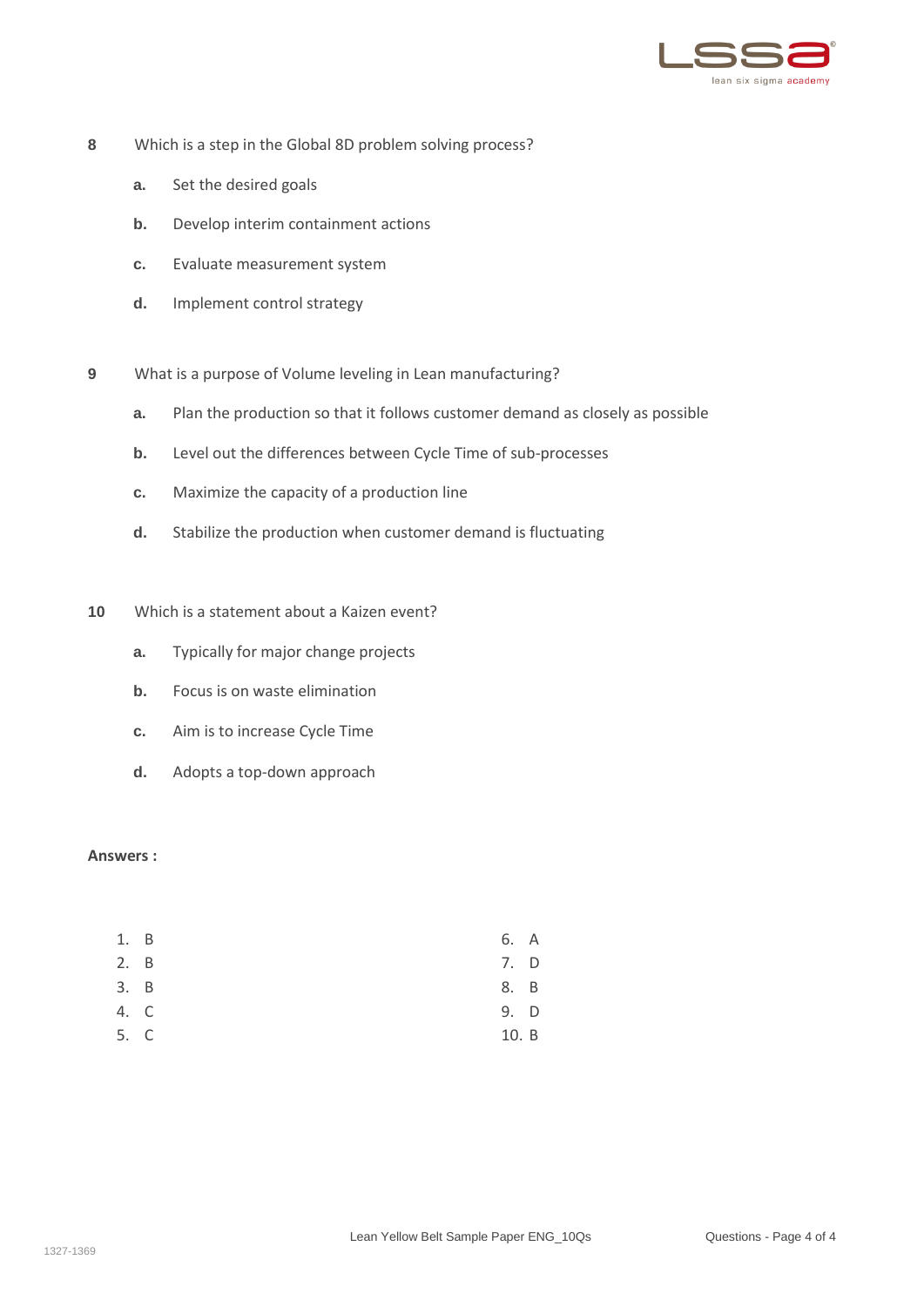**8** Which is a step in the Global 8D problem solving process?

- **a.** Set the desired goals
- **b.** Develop interim containment actions
- **c.** Evaluate measurement system
- **d.** Implement control strategy

**9** What is a purpose of Volume leveling in Lean manufacturing?

- **a.** Plan the production so that it follows customer demand as closely as possible
- **b.** Level out the differences between Cycle Time of sub-processes
- **c.** Maximize the capacity of a production line
- **d.** Stabilize the production when customer demand is fluctuating

**10** Which is a statement about a Kaizen event?

- **a.** Typically for major change projects
- **b.** Focus is on waste elimination
- **c.** Aim is to increase Cycle Time
- **d.** Adopts a top-down approach

**Answers :**

1. B
2. B
3. B
4. C
5. C
6. A
7. D
8. B
9. D
10. B